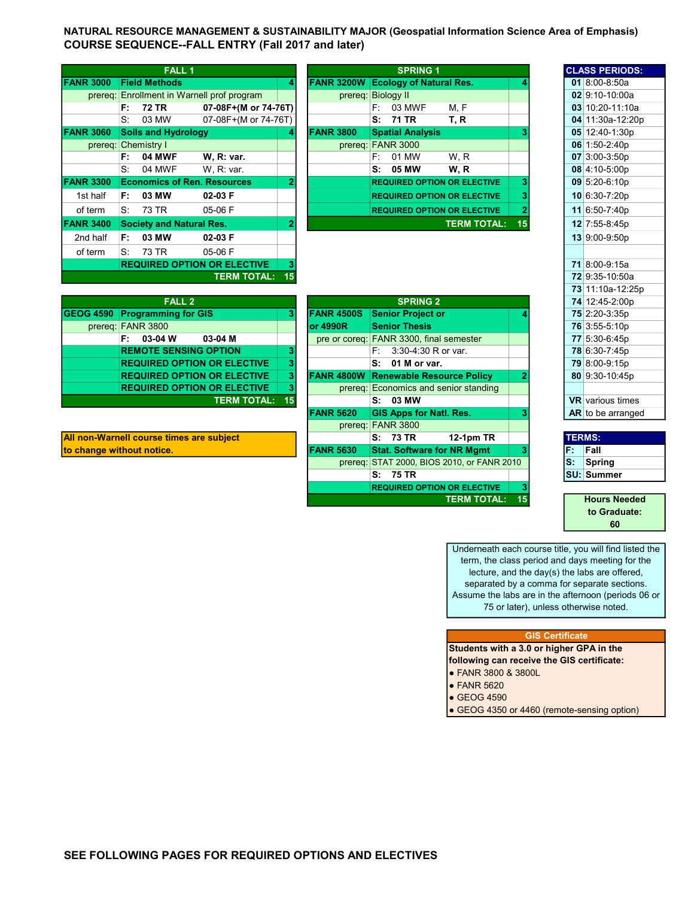**NATURAL RESOURCE MANAGEMENT & SUSTAINABILITY MAJOR (Geospatial Information Science Area of Emphasis)**
**COURSE SEQUENCE--FALL ENTRY (Fall 2017 and later)**

| FALL 1 | | | |
|---|---|---|---|
| **FANR 3000** | **Field Methods** | | **4** |
| prereq: | Enrollment in Warnell prof program | | |
| | **F: 72 TR** | **07-08F+(M or 74-76T)** | |
| | S: 03 MW | 07-08F+(M or 74-76T) | |
| **FANR 3060** | **Soils and Hydrology** | | **4** |
| prereq: | Chemistry I | | |
| | **F: 04 MWF** | **W, R: var.** | |
| | S: 04 MWF | W, R: var. | |
| **FANR 3300** | **Economics of Ren. Resources** | | **2** |
| 1st half | **F: 03 MW** | **02-03 F** | |
| of term | S: 73 TR | 05-06 F | |
| **FANR 3400** | **Society and Natural Res.** | | **2** |
| 2nd half | **F: 03 MW** | **02-03 F** | |
| of term | S: 73 TR | 05-06 F | |
| | **REQUIRED OPTION OR ELECTIVE** | | **3** |
| | | **TERM TOTAL:** | **15** |

| SPRING 1 | | | |
|---|---|---|---|
| **FANR 3200W** | **Ecology of Natural Res.** | | **4** |
| prereq: | Biology II | | |
| | F: 03 MWF | M, F | |
| | **S: 71 TR** | **T, R** | |
| **FANR 3800** | **Spatial Analysis** | | **3** |
| prereq: | FANR 3000 | | |
| | F: 01 MW | W, R | |
| | **S: 05 MW** | **W, R** | |
| | **REQUIRED OPTION OR ELECTIVE** | | **3** |
| | **REQUIRED OPTION OR ELECTIVE** | | **3** |
| | **REQUIRED OPTION OR ELECTIVE** | | **2** |
| | | **TERM TOTAL:** | **15** |

| FALL 2 | | | |
|---|---|---|---|
| **GEOG 4590** | **Programming for GIS** | | **3** |
| prereq: | FANR 3800 | | |
| | **F: 03-04 W** | **03-04 M** | |
| | **REMOTE SENSING OPTION** | | **3** |
| | **REQUIRED OPTION OR ELECTIVE** | | **3** |
| | **REQUIRED OPTION OR ELECTIVE** | | **3** |
| | **REQUIRED OPTION OR ELECTIVE** | | **3** |
| | | **TERM TOTAL:** | **15** |

| SPRING 2 | | | |
|---|---|---|---|
| **FANR 4500S or 4990R** | **Senior Project or Senior Thesis** | | **4** |
| pre or coreq: | FANR 3300, final semester | | |
| | F: 3:30-4:30 R or var. | | |
| | **S: 01 M or var.** | | |
| **FANR 4800W** | **Renewable Resource Policy** | | **2** |
| prereq: | Economics and senior standing | | |
| | **S: 03 MW** | | |
| **FANR 5620** | **GIS Apps for Natl. Res.** | | **3** |
| prereq: | FANR 3800 | | |
| | **S: 73 TR** | **12-1pm TR** | |
| **FANR 5630** | **Stat. Software for NR Mgmt** | | **3** |
| prereq: | STAT 2000, BIOS 2010, or FANR 2010 | | |
| | **S: 75 TR** | | |
| | **REQUIRED OPTION OR ELECTIVE** | | **3** |
| | | **TERM TOTAL:** | **15** |

**All non-Warnell course times are subject to change without notice.**

| CLASS PERIODS: | |
|---|---|
| **01** | 8:00-8:50a |
| **02** | 9:10-10:00a |
| **03** | 10:20-11:10a |
| **04** | 11:30a-12:20p |
| **05** | 12:40-1:30p |
| **06** | 1:50-2:40p |
| **07** | 3:00-3:50p |
| **08** | 4:10-5:00p |
| **09** | 5:20-6:10p |
| **10** | 6:30-7:20p |
| **11** | 6:50-7:40p |
| **12** | 7:55-8:45p |
| **13** | 9:00-9:50p |
| **71** | 8:00-9:15a |
| **72** | 9:35-10:50a |
| **73** | 11:10a-12:25p |
| **74** | 12:45-2:00p |
| **75** | 2:20-3:35p |
| **76** | 3:55-5:10p |
| **77** | 5:30-6:45p |
| **78** | 6:30-7:45p |
| **79** | 8:00-9:15p |
| **80** | 9:30-10:45p |
| **VR** | various times |
| **AR** | to be arranged |

| TERMS: | |
|---|---|
| **F:** | **Fall** |
| **S:** | **Spring** |
| **SU:** | **Summer** |

**Hours Needed to Graduate: 60**

Underneath each course title, you will find listed the term, the class period and days meeting for the lecture, and the day(s) the labs are offered, separated by a comma for separate sections. Assume the labs are in the afternoon (periods 06 or 75 or later), unless otherwise noted.

**GIS Certificate**

**Students with a 3.0 or higher GPA in the following can receive the GIS certificate:**

- FANR 3800 & 3800L
- FANR 5620
- GEOG 4590
- GEOG 4350 or 4460 (remote-sensing option)

**SEE FOLLOWING PAGES FOR REQUIRED OPTIONS AND ELECTIVES**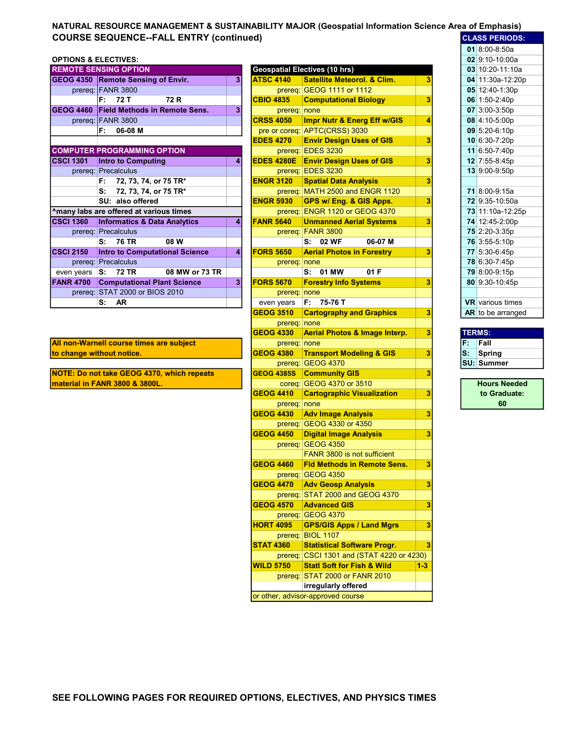# NATURAL RESOURCE MANAGEMENT & SUSTAINABILITY MAJOR (Geospatial Information Science Area of Emphasis)

## COURSE SEQUENCE--FALL ENTRY (continued)

### OPTIONS & ELECTIVES:

| REMOTE SENSING OPTION | | |
|---|---|---|
| GEOG 4350 | Remote Sensing of Envir. | 3 |
| prereq: | FANR 3800 | |
| | F: 72 T 72 R | |
| GEOG 4460 | Field Methods in Remote Sens. | 3 |
| prereq: | FANR 3800 | |
| | F: 06-08 M | |

| COMPUTER PROGRAMMING OPTION | | |
|---|---|---|
| CSCI 1301 | Intro to Computing | 4 |
| prereq: | Precalculus | |
| | F: 72, 73, 74, or 75 TR* | |
| | S: 72, 73, 74, or 75 TR* | |
| | SU: also offered | |
| ^many labs are offered at various times | | |
| CSCI 1360 | Informatics & Data Analytics | 4 |
| prereq: | Precalculus | |
| | S: 76 TR 08 W | |
| CSCI 2150 | Intro to Computational Science | 4 |
| prereq: | Precalculus | |
| even years | S: 72 TR 08 MW or 73 TR | |
| FANR 4700 | Computational Plant Science | 3 |
| prereq: | STAT 2000 or BIOS 2010 | |
| | S: AR | |

**All non-Warnell course times are subject to change without notice.**

**NOTE: Do not take GEOG 4370, which repeats material in FANR 3800 & 3800L.**

| Geospatial Electives (10 hrs) | | |
|---|---|---|
| ATSC 4140 | Satellite Meteorol. & Clim. | 3 |
| prereq: | GEOG 1111 or 1112 | |
| CBIO 4835 | Computational Biology | 3 |
| prereq: | none | |
| CRSS 4050 | Impr Nutr & Energ Eff w/GIS | 4 |
| pre or coreq: | APTC(CRSS) 3030 | |
| EDES 4270 | Envir Design Uses of GIS | 3 |
| prereq: | EDES 3230 | |
| EDES 4280E | Envir Design Uses of GIS | 3 |
| prereq: | EDES 3230 | |
| ENGR 3120 | Spatial Data Analysis | 3 |
| prereq: | MATH 2500 and ENGR 1120 | |
| ENGR 5930 | GPS w/ Eng. & GIS Apps. | 3 |
| prereq: | ENGR 1120 or GEOG 4370 | |
| FANR 5640 | Unmanned Aerial Systems | 3 |
| prereq: | FANR 3800 | |
| | S: 02 WF 06-07 M | |
| FORS 5650 | Aerial Photos in Forestry | 3 |
| prereq: | none | |
| | S: 01 MW 01 F | |
| FORS 5670 | Forestry Info Systems | 3 |
| prereq: | none | |
| even years | F: 75-76 T | |
| GEOG 3510 | Cartography and Graphics | 3 |
| prereq: | none | |
| GEOG 4330 | Aerial Photos & Image Interp. | 3 |
| prereq: | none | |
| GEOG 4380 | Transport Modeling & GIS | 3 |
| prereq: | GEOG 4370 | |
| GEOG 4385S | Community GIS | 3 |
| coreq: | GEOG 4370 or 3510 | |
| GEOG 4410 | Cartographic Visualization | 3 |
| prereq: | none | |
| GEOG 4430 | Adv Image Analysis | 3 |
| prereq: | GEOG 4330 or 4350 | |
| GEOG 4450 | Digital Image Analysis | 3 |
| prereq: | GEOG 4350 | |
| | FANR 3800 is not sufficient | |
| GEOG 4460 | Fld Methods in Remote Sens. | 3 |
| prereq: | GEOG 4350 | |
| GEOG 4470 | Adv Geosp Analysis | 3 |
| prereq: | STAT 2000 and GEOG 4370 | |
| GEOG 4570 | Advanced GIS | 3 |
| prereq: | GEOG 4370 | |
| HORT 4095 | GPS/GIS Apps / Land Mgrs | 3 |
| prereq: | BIOL 1107 | |
| STAT 4360 | Statistical Software Progr. | 3 |
| prereq: | CSCI 1301 and (STAT 4220 or 4230) | |
| WILD 5750 | Statl Soft for Fish & Wild | 1-3 |
| prereq: | STAT 2000 or FANR 2010 | |
| | irregularly offered | |
| or other, advisor-approved course | | |

| CLASS PERIODS: | |
|---|---|
| 01 | 8:00-8:50a |
| 02 | 9:10-10:00a |
| 03 | 10:20-11:10a |
| 04 | 11:30a-12:20p |
| 05 | 12:40-1:30p |
| 06 | 1:50-2:40p |
| 07 | 3:00-3:50p |
| 08 | 4:10-5:00p |
| 09 | 5:20-6:10p |
| 10 | 6:30-7:20p |
| 11 | 6:50-7:40p |
| 12 | 7:55-8:45p |
| 13 | 9:00-9:50p |
| 71 | 8:00-9:15a |
| 72 | 9:35-10:50a |
| 73 | 11:10a-12:25p |
| 74 | 12:45-2:00p |
| 75 | 2:20-3:35p |
| 76 | 3:55-5:10p |
| 77 | 5:30-6:45p |
| 78 | 6:30-7:45p |
| 79 | 8:00-9:15p |
| 80 | 9:30-10:45p |
| VR | various times |
| AR | to be arranged |

| TERMS: | |
|---|---|
| F: | Fall |
| S: | Spring |
| SU: | Summer |

**Hours Needed to Graduate: 60**

**SEE FOLLOWING PAGES FOR REQUIRED OPTIONS, ELECTIVES, AND PHYSICS TIMES**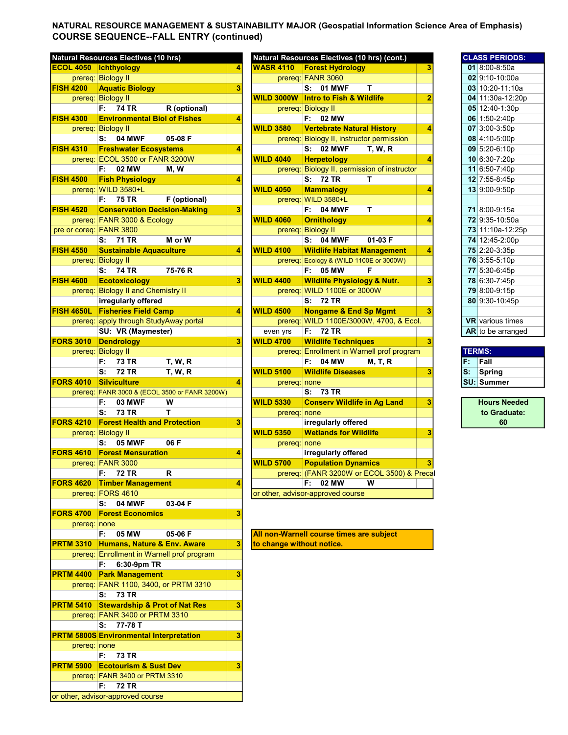# NATURAL RESOURCE MANAGEMENT & SUSTAINABILITY MAJOR (Geospatial Information Science Area of Emphasis)
## COURSE SEQUENCE--FALL ENTRY (continued)

| Natural Resources Electives (10 hrs) | | |
|---|---|---|
| ECOL 4050 | Ichthyology | 4 |
| prereq: | Biology II | |
| FISH 4200 | Aquatic Biology | 3 |
| prereq: | Biology II | |
| | F: 74 TR R (optional) | |
| FISH 4300 | Environmental Biol of Fishes | 4 |
| prereq: | Biology II | |
| | S: 04 MWF 05-08 F | |
| FISH 4310 | Freshwater Ecosystems | 4 |
| prereq: | ECOL 3500 or FANR 3200W | |
| | F: 02 MW M, W | |
| FISH 4500 | Fish Physiology | 4 |
| prereq: | WILD 3580+L | |
| | F: 75 TR F (optional) | |
| FISH 4520 | Conservation Decision-Making | 3 |
| prereq: | FANR 3000 & Ecology | |
| pre or coreq: | FANR 3800 | |
| | S: 71 TR M or W | |
| FISH 4550 | Sustainable Aquaculture | 4 |
| prereq: | Biology II | |
| | S: 74 TR 75-76 R | |
| FISH 4600 | Ecotoxicology | 3 |
| prereq: | Biology II and Chemistry II | |
| | irregularly offered | |
| FISH 4650L | Fisheries Field Camp | 4 |
| prereq: | apply through StudyAway portal | |
| | SU: VR (Maymester) | |
| FORS 3010 | Dendrology | 3 |
| prereq: | Biology II | |
| | F: 73 TR T, W, R | |
| | S: 72 TR T, W, R | |
| FORS 4010 | Silviculture | 4 |
| prereq: | FANR 3000 & (ECOL 3500 or FANR 3200W) | |
| | F: 03 MWF W | |
| | S: 73 TR T | |
| FORS 4210 | Forest Health and Protection | 3 |
| prereq: | Biology II | |
| | S: 05 MWF 06 F | |
| FORS 4610 | Forest Mensuration | 4 |
| prereq: | FANR 3000 | |
| | F: 72 TR R | |
| FORS 4620 | Timber Management | 4 |
| prereq: | FORS 4610 | |
| | S: 04 MWF 03-04 F | |
| FORS 4700 | Forest Economics | 3 |
| prereq: | none | |
| | F: 05 MW 05-06 F | |
| PRTM 3310 | Humans, Nature & Env. Aware | 3 |
| prereq: | Enrollment in Warnell prof program | |
| | F: 6:30-9pm TR | |
| PRTM 4400 | Park Management | 3 |
| prereq: | FANR 1100, 3400, or PRTM 3310 | |
| | S: 73 TR | |
| PRTM 5410 | Stewardship & Prot of Nat Res | 3 |
| prereq: | FANR 3400 or PRTM 3310 | |
| | S: 77-78 T | |
| PRTM 5800S | Environmental Interpretation | 3 |
| prereq: | none | |
| | F: 73 TR | |
| PRTM 5900 | Ecotourism & Sust Dev | 3 |
| prereq: | FANR 3400 or PRTM 3310 | |
| | F: 72 TR | |
| or other, advisor-approved course | | |

| Natural Resources Electives (10 hrs) (cont.) | | |
|---|---|---|
| WASR 4110 | Forest Hydrology | 3 |
| prereq: | FANR 3060 | |
| | S: 01 MWF T | |
| WILD 3000W | Intro to Fish & Wildlife | 2 |
| prereq: | Biology II | |
| | F: 02 MW | |
| WILD 3580 | Vertebrate Natural History | 4 |
| prereq: | Biology II, instructor permission | |
| | S: 02 MWF T, W, R | |
| WILD 4040 | Herpetology | 4 |
| prereq: | Biology II, permission of instructor | |
| | S: 72 TR T | |
| WILD 4050 | Mammalogy | 4 |
| prereq: | WILD 3580+L | |
| | F: 04 MWF T | |
| WILD 4060 | Ornithology | 4 |
| prereq: | Biology II | |
| | S: 04 MWF 01-03 F | |
| WILD 4100 | Wildlife Habitat Management | 4 |
| prereq: | Ecology & (WILD 1100E or 3000W) | |
| | F: 05 MW F | |
| WILD 4400 | Wildlife Physiology & Nutr. | 3 |
| prereq: | WILD 1100E or 3000W | |
| | S: 72 TR | |
| WILD 4500 | Nongame & End Sp Mgmt | 3 |
| prereq: | WILD 1100E/3000W, 4700, & Ecol. | |
| even yrs | F: 72 TR | |
| WILD 4700 | Wildlife Techniques | 3 |
| prereq: | Enrollment in Warnell prof program | |
| | F: 04 MW M, T, R | |
| WILD 5100 | Wildlife Diseases | 3 |
| prereq: | none | |
| | S: 73 TR | |
| WILD 5330 | Conserv Wildlife in Ag Land | 3 |
| prereq: | none | |
| | irregularly offered | |
| WILD 5350 | Wetlands for Wildlife | 3 |
| prereq: | none | |
| | irregularly offered | |
| WILD 5700 | Population Dynamics | 3 |
| prereq: | (FANR 3200W or ECOL 3500) & Precal | |
| | F: 02 MW W | |
| or other, advisor-approved course | | |

**All non-Warnell course times are subject to change without notice.**

| CLASS PERIODS: | |
|---|---|
| 01 | 8:00-8:50a |
| 02 | 9:10-10:00a |
| 03 | 10:20-11:10a |
| 04 | 11:30a-12:20p |
| 05 | 12:40-1:30p |
| 06 | 1:50-2:40p |
| 07 | 3:00-3:50p |
| 08 | 4:10-5:00p |
| 09 | 5:20-6:10p |
| 10 | 6:30-7:20p |
| 11 | 6:50-7:40p |
| 12 | 7:55-8:45p |
| 13 | 9:00-9:50p |
| 71 | 8:00-9:15a |
| 72 | 9:35-10:50a |
| 73 | 11:10a-12:25p |
| 74 | 12:45-2:00p |
| 75 | 2:20-3:35p |
| 76 | 3:55-5:10p |
| 77 | 5:30-6:45p |
| 78 | 6:30-7:45p |
| 79 | 8:00-9:15p |
| 80 | 9:30-10:45p |
| VR | various times |
| AR | to be arranged |

| TERMS: | |
|---|---|
| F: | Fall |
| S: | Spring |
| SU: | Summer |

**Hours Needed to Graduate: 60**